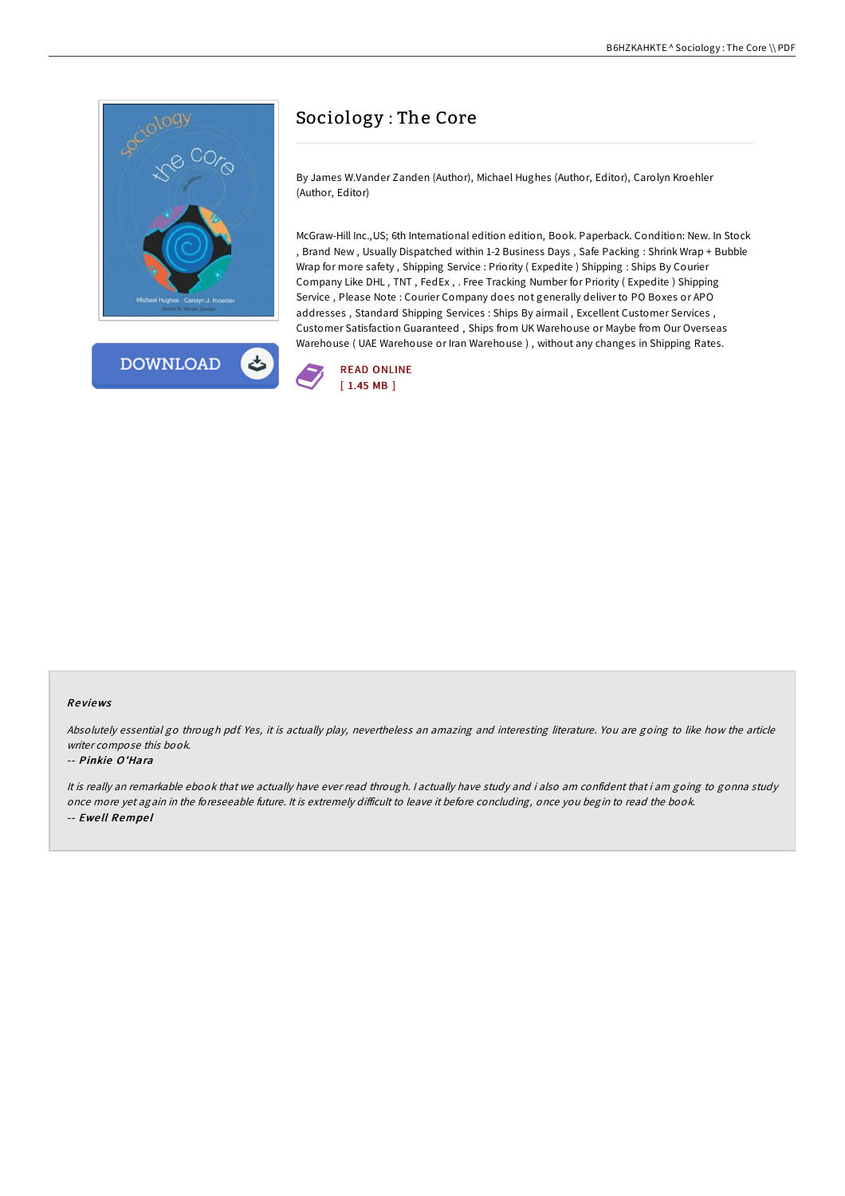# Sociology : The Core

By James W.Vander Zanden (Author), Michael Hughes (Author, Editor), Carolyn Kroehler (Author, Editor)

McGraw-Hill Inc.,US; 6th International edition edition, Book. Paperback. Condition: New. In Stock , Brand New , Usually Dispatched within 1-2 Business Days , Safe Packing : Shrink Wrap + Bubble Wrap for more safety , Shipping Service : Priority ( Expedite ) Shipping : Ships By Courier Company Like DHL , TNT , FedEx , . Free Tracking Number for Priority ( Expedite ) Shipping Service , Please Note : Courier Company does not generally deliver to PO Boxes or APO addresses , Standard Shipping Services : Ships By airmail , Excellent Customer Services , Customer Satisfaction Guaranteed , Ships from UK Warehouse or Maybe from Our Overseas Warehouse ( UAE Warehouse or Iran Warehouse ) , without any changes in Shipping Rates.

DOWNLOAD

READ ONLINE
[ 1.45 MB ]

## Reviews

*Absolutely essential go through pdf. Yes, it is actually play, nevertheless an amazing and interesting literature. You are going to like how the article writer compose this book.*

-- ***Pinkie O'Hara***

*It is really an remarkable ebook that we actually have ever read through. I actually have study and i also am confident that i am going to gonna study once more yet again in the foreseeable future. It is extremely difficult to leave it before concluding, once you begin to read the book.*

-- ***Ewell Rempel***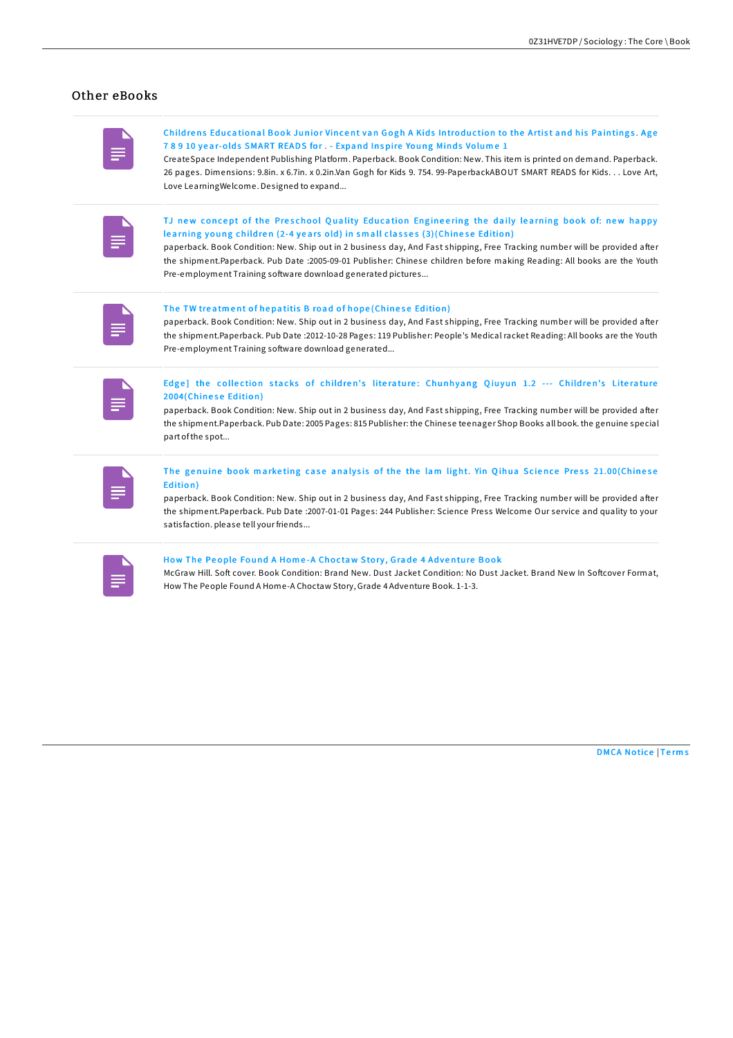## Other eBooks

**Childrens Educational Book Junior Vincent van Gogh A Kids Introduction to the Artist and his Paintings. Age 7 8 9 10 year-olds SMART READS for . - Expand Inspire Young Minds Volume 1**

CreateSpace Independent Publishing Platform. Paperback. Book Condition: New. This item is printed on demand. Paperback. 26 pages. Dimensions: 9.8in. x 6.7in. x 0.2in.Van Gogh for Kids 9. 754. 99-PaperbackABOUT SMART READS for Kids. . . Love Art, Love LearningWelcome. Designed to expand...

**TJ new concept of the Preschool Quality Education Engineering the daily learning book of: new happy learning young children (2-4 years old) in small classes (3)(Chinese Edition)**

paperback. Book Condition: New. Ship out in 2 business day, And Fast shipping, Free Tracking number will be provided after the shipment.Paperback. Pub Date :2005-09-01 Publisher: Chinese children before making Reading: All books are the Youth Pre-employment Training software download generated pictures...

**The TW treatment of hepatitis B road of hope(Chinese Edition)**

paperback. Book Condition: New. Ship out in 2 business day, And Fast shipping, Free Tracking number will be provided after the shipment.Paperback. Pub Date :2012-10-28 Pages: 119 Publisher: People's Medical racket Reading: All books are the Youth Pre-employment Training software download generated...

**Edge] the collection stacks of children's literature: Chunhyang Qiuyun 1.2 --- Children's Literature 2004(Chinese Edition)**

paperback. Book Condition: New. Ship out in 2 business day, And Fast shipping, Free Tracking number will be provided after the shipment.Paperback. Pub Date: 2005 Pages: 815 Publisher: the Chinese teenager Shop Books all book. the genuine special part of the spot...

**The genuine book marketing case analysis of the the lam light. Yin Qihua Science Press 21.00(Chinese Edition)**

paperback. Book Condition: New. Ship out in 2 business day, And Fast shipping, Free Tracking number will be provided after the shipment.Paperback. Pub Date :2007-01-01 Pages: 244 Publisher: Science Press Welcome Our service and quality to your satisfaction. please tell your friends...

**How The People Found A Home-A Choctaw Story, Grade 4 Adventure Book**

McGraw Hill. Soft cover. Book Condition: Brand New. Dust Jacket Condition: No Dust Jacket. Brand New In Softcover Format, How The People Found A Home-A Choctaw Story, Grade 4 Adventure Book. 1-1-3.